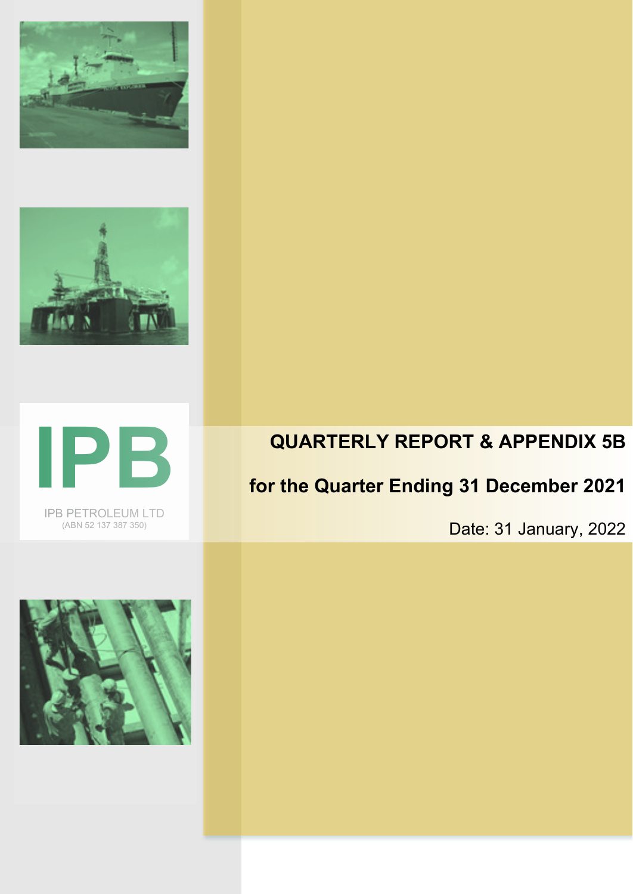IPB

IPB PETROLEUM LTD
(ABN 52 137 387 350)

# QUARTERLY REPORT & APPENDIX 5B

## for the Quarter Ending 31 December 2021

Date: 31 January, 2022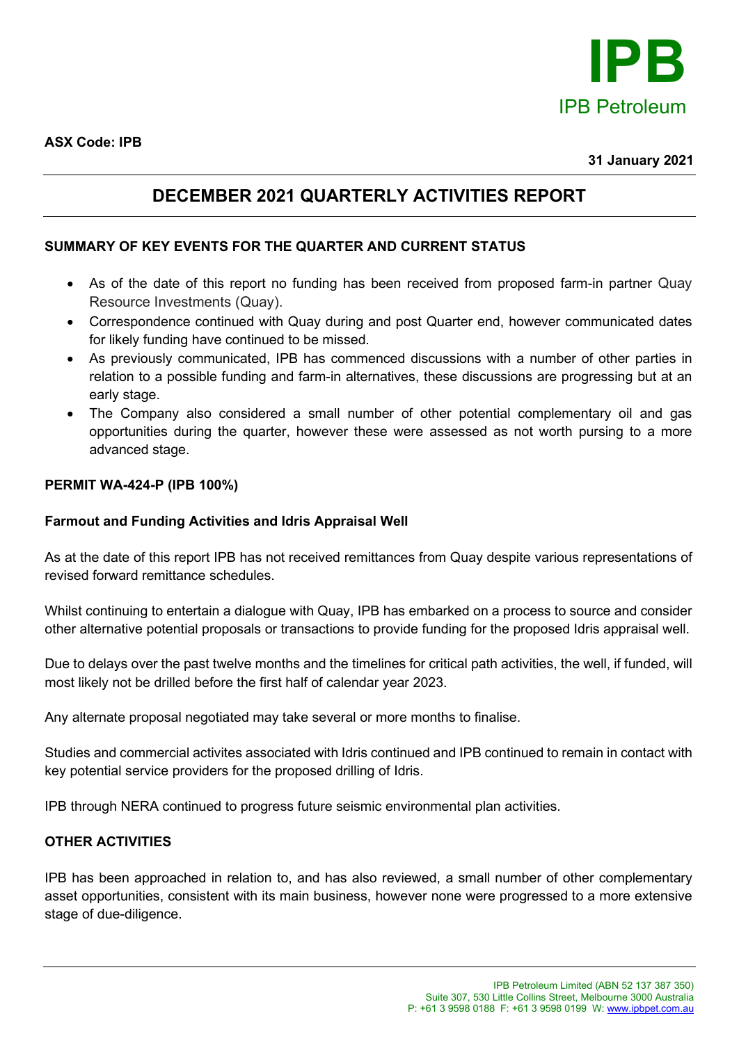**ASX Code: IPB**

**31 January 2021**

# DECEMBER 2021 QUARTERLY ACTIVITIES REPORT

## SUMMARY OF KEY EVENTS FOR THE QUARTER AND CURRENT STATUS

- As of the date of this report no funding has been received from proposed farm-in partner Quay Resource Investments (Quay).
- Correspondence continued with Quay during and post Quarter end, however communicated dates for likely funding have continued to be missed.
- As previously communicated, IPB has commenced discussions with a number of other parties in relation to a possible funding and farm-in alternatives, these discussions are progressing but at an early stage.
- The Company also considered a small number of other potential complementary oil and gas opportunities during the quarter, however these were assessed as not worth pursing to a more advanced stage.

## PERMIT WA-424-P (IPB 100%)

### Farmout and Funding Activities and Idris Appraisal Well

As at the date of this report IPB has not received remittances from Quay despite various representations of revised forward remittance schedules.

Whilst continuing to entertain a dialogue with Quay, IPB has embarked on a process to source and consider other alternative potential proposals or transactions to provide funding for the proposed Idris appraisal well.

Due to delays over the past twelve months and the timelines for critical path activities, the well, if funded, will most likely not be drilled before the first half of calendar year 2023.

Any alternate proposal negotiated may take several or more months to finalise.

Studies and commercial activites associated with Idris continued and IPB continued to remain in contact with key potential service providers for the proposed drilling of Idris.

IPB through NERA continued to progress future seismic environmental plan activities.

## OTHER ACTIVITIES

IPB has been approached in relation to, and has also reviewed, a small number of other complementary asset opportunities, consistent with its main business, however none were progressed to a more extensive stage of due-diligence.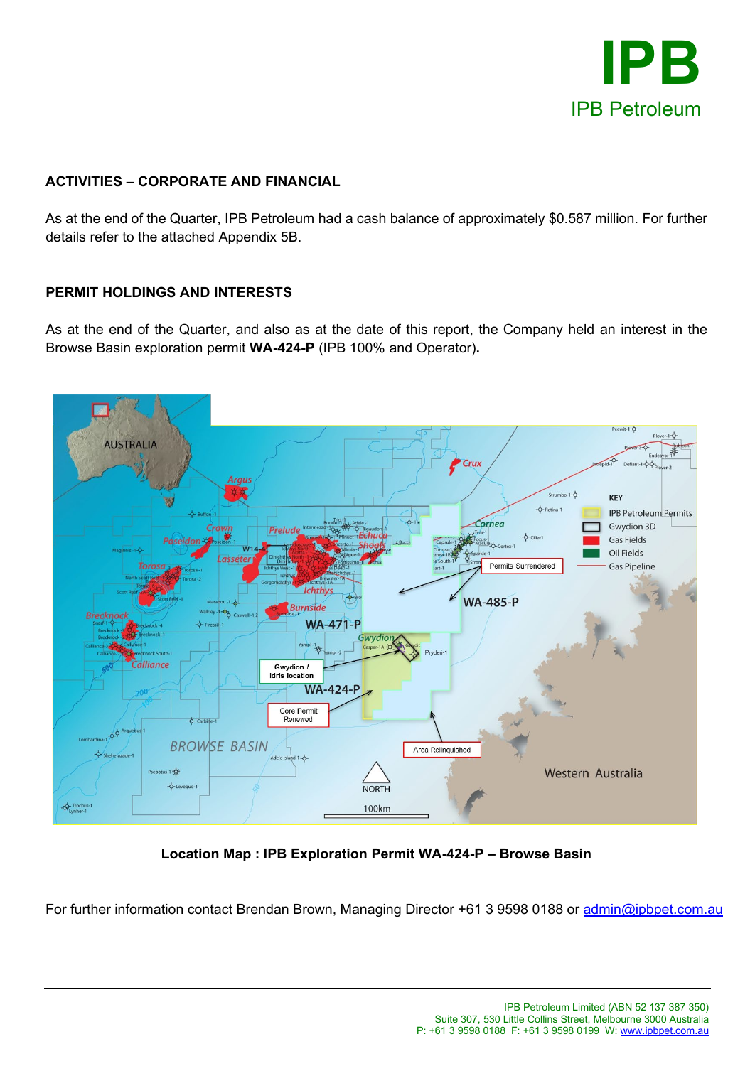## ACTIVITIES – CORPORATE AND FINANCIAL

As at the end of the Quarter, IPB Petroleum had a cash balance of approximately $0.587 million. For further details refer to the attached Appendix 5B.

## PERMIT HOLDINGS AND INTERESTS

As at the end of the Quarter, and also as at the date of this report, the Company held an interest in the Browse Basin exploration permit **WA-424-P** (IPB 100% and Operator)**.**

**Location Map : IPB Exploration Permit WA-424-P – Browse Basin**

For further information contact Brendan Brown, Managing Director +61 3 9598 0188 or admin@ipbpet.com.au

IPB Petroleum Limited (ABN 52 137 387 350)
Suite 307, 530 Little Collins Street, Melbourne 3000 Australia
P: +61 3 9598 0188 F: +61 3 9598 0199 W: www.ipbpet.com.au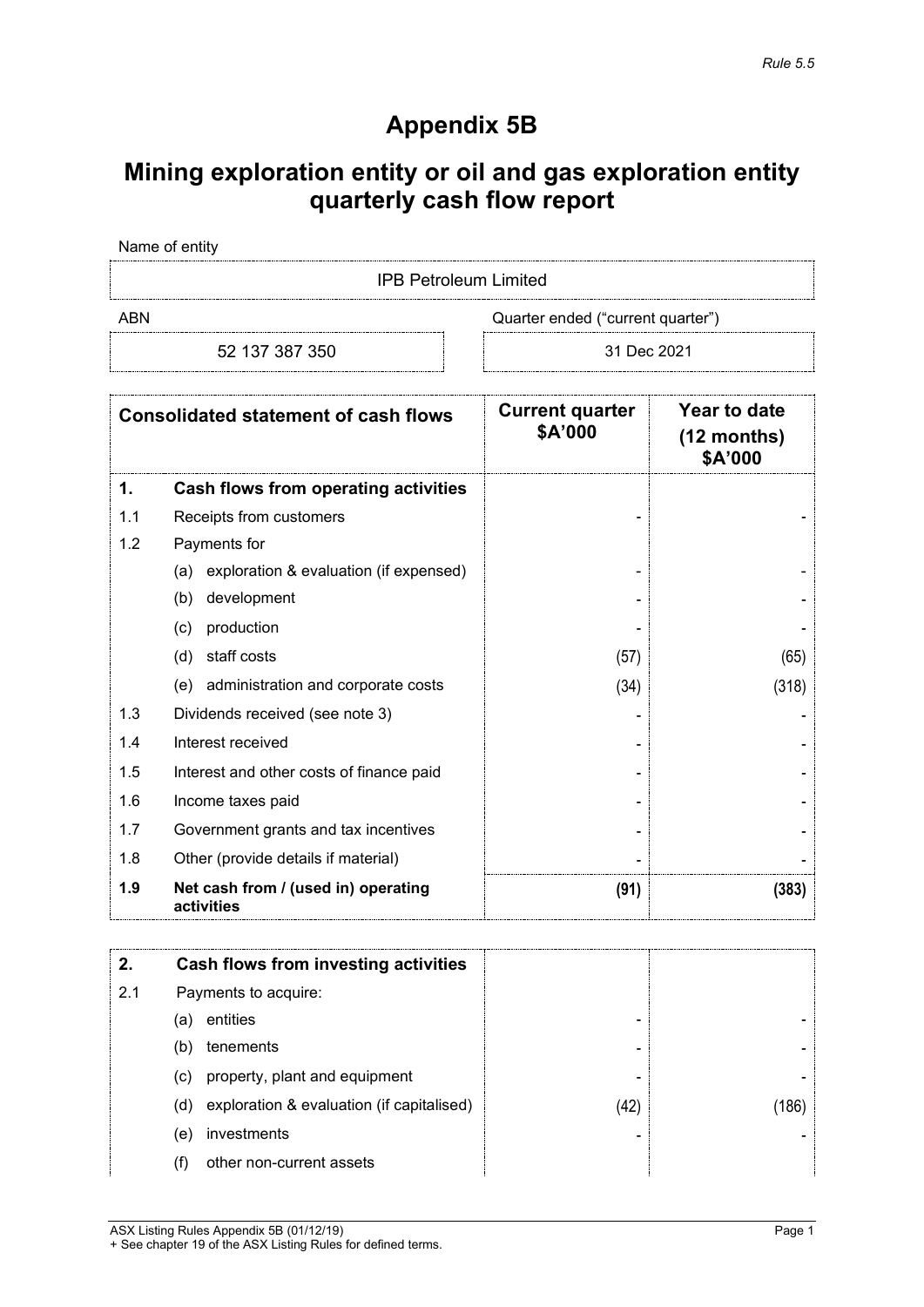*Rule 5.5*

# Appendix 5B

# Mining exploration entity or oil and gas exploration entity quarterly cash flow report

| Name of entity | |
|---|---|
| IPB Petroleum Limited | |

| ABN | Quarter ended ("current quarter") |
|---|---|
| 52 137 387 350 | 31 Dec 2021 |

| | Consolidated statement of cash flows | Current quarter \$A'000 | Year to date (12 months) \$A'000 |
|---|---|---|---|
| **1.** | **Cash flows from operating activities** | | |
| 1.1 | Receipts from customers | - | - |
| 1.2 | Payments for | | |
| | (a) exploration & evaluation (if expensed) | - | - |
| | (b) development | - | - |
| | (c) production | - | - |
| | (d) staff costs | (57) | (65) |
| | (e) administration and corporate costs | (34) | (318) |
| 1.3 | Dividends received (see note 3) | - | - |
| 1.4 | Interest received | - | - |
| 1.5 | Interest and other costs of finance paid | - | - |
| 1.6 | Income taxes paid | - | - |
| 1.7 | Government grants and tax incentives | - | - |
| 1.8 | Other (provide details if material) | - | - |
| **1.9** | **Net cash from / (used in) operating activities** | **(91)** | **(383)** |

| | | | |
|---|---|---|---|
| **2.** | **Cash flows from investing activities** | | |
| 2.1 | Payments to acquire: | | |
| | (a) entities | - | - |
| | (b) tenements | - | - |
| | (c) property, plant and equipment | - | - |
| | (d) exploration & evaluation (if capitalised) | (42) | (186) |
| | (e) investments | - | - |
| | (f) other non-current assets | | |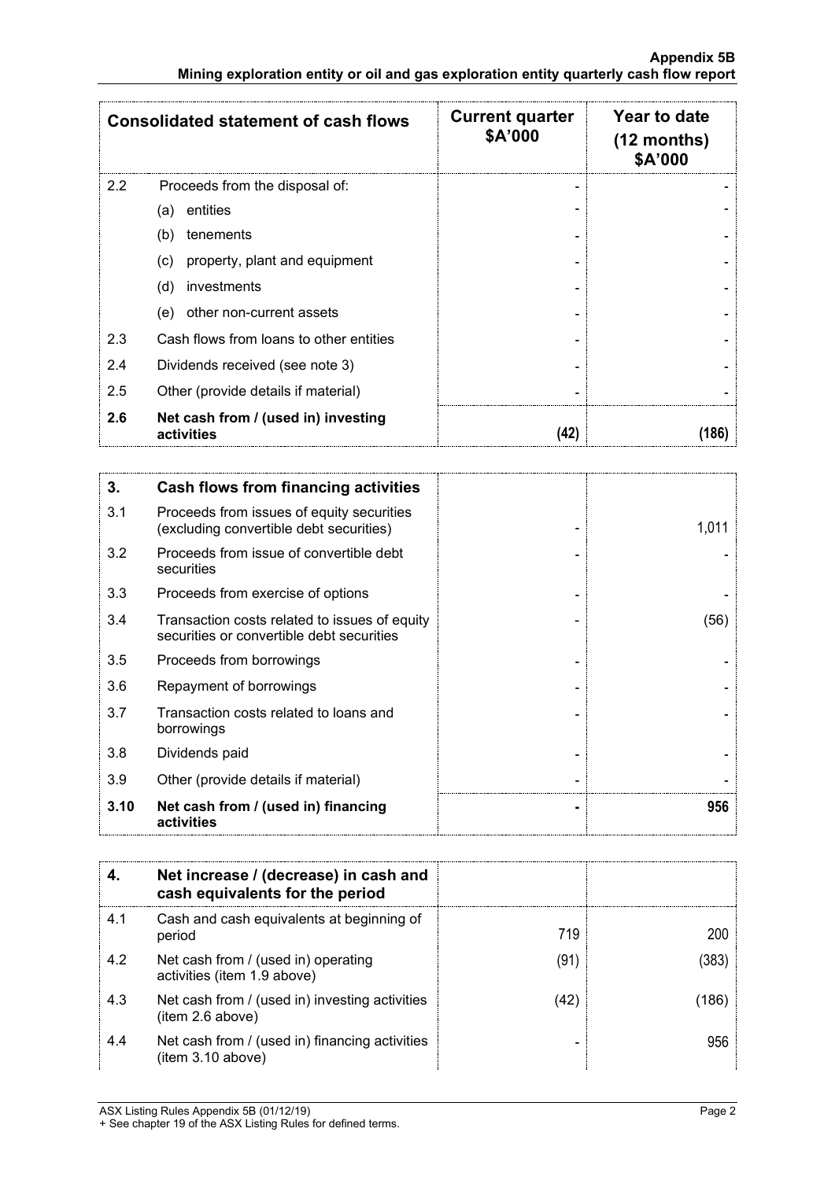| Consolidated statement of cash flows | | Current quarter $A'000 | Year to date (12 months) $A'000 |
|---|---|---|---|
| 2.2 | Proceeds from the disposal of: | - | - |
| | (a) entities | - | - |
| | (b) tenements | - | - |
| | (c) property, plant and equipment | - | - |
| | (d) investments | - | - |
| | (e) other non-current assets | - | - |
| 2.3 | Cash flows from loans to other entities | - | - |
| 2.4 | Dividends received (see note 3) | - | - |
| 2.5 | Other (provide details if material) | - | - |
| **2.6** | **Net cash from / (used in) investing activities** | **(42)** | **(186)** |

| **3.** | **Cash flows from financing activities** | | |
|---|---|---|---|
| 3.1 | Proceeds from issues of equity securities (excluding convertible debt securities) | - | 1,011 |
| 3.2 | Proceeds from issue of convertible debt securities | - | - |
| 3.3 | Proceeds from exercise of options | - | - |
| 3.4 | Transaction costs related to issues of equity securities or convertible debt securities | - | (56) |
| 3.5 | Proceeds from borrowings | - | - |
| 3.6 | Repayment of borrowings | - | - |
| 3.7 | Transaction costs related to loans and borrowings | - | - |
| 3.8 | Dividends paid | - | - |
| 3.9 | Other (provide details if material) | - | - |
| **3.10** | **Net cash from / (used in) financing activities** | **-** | **956** |

| **4.** | **Net increase / (decrease) in cash and cash equivalents for the period** | | |
|---|---|---|---|
| 4.1 | Cash and cash equivalents at beginning of period | 719 | 200 |
| 4.2 | Net cash from / (used in) operating activities (item 1.9 above) | (91) | (383) |
| 4.3 | Net cash from / (used in) investing activities (item 2.6 above) | (42) | (186) |
| 4.4 | Net cash from / (used in) financing activities (item 3.10 above) | - | 956 |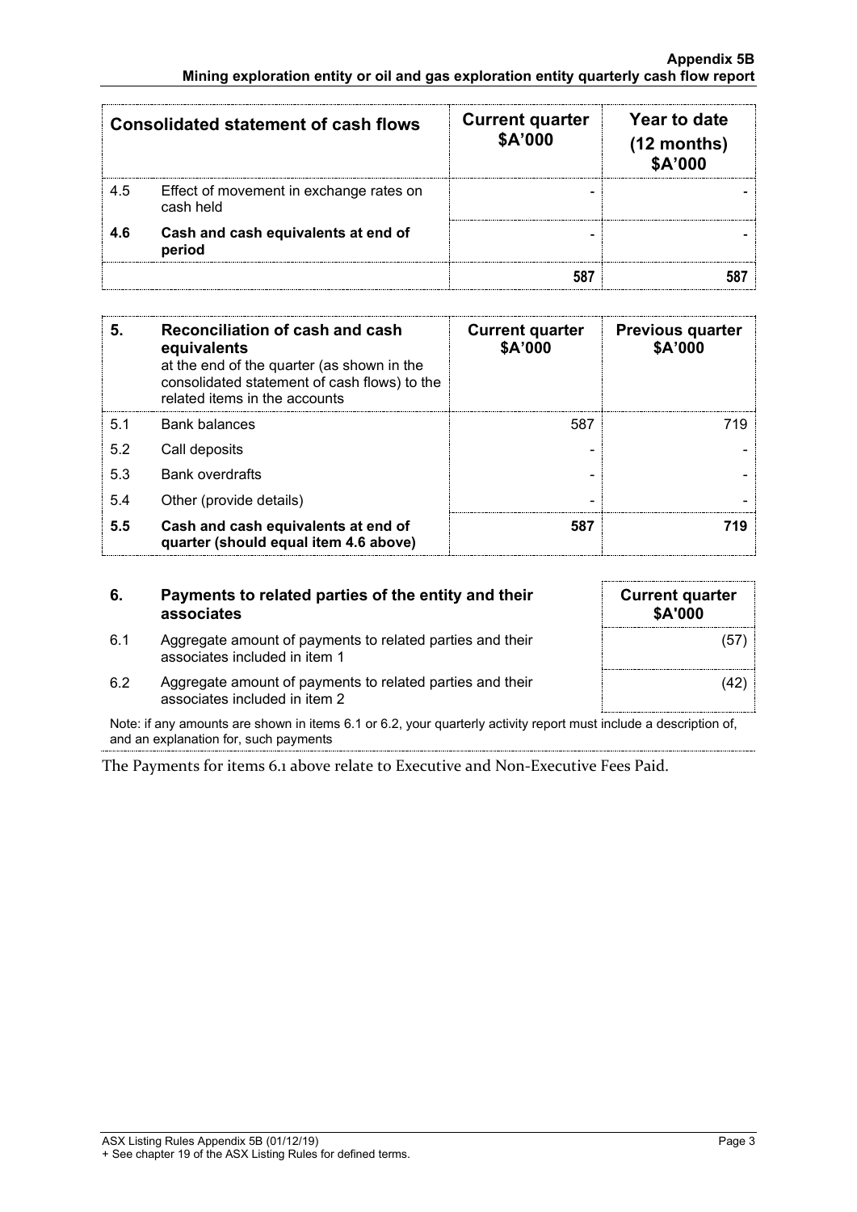| Consolidated statement of cash flows | | Current quarter \$A'000 | Year to date (12 months) \$A'000 |
|---|---|---|---|
| 4.5 | Effect of movement in exchange rates on cash held | - | - |
| **4.6** | **Cash and cash equivalents at end of period** | - | - |
| | | **587** | **587** |

| **5.** | **Reconciliation of cash and cash equivalents** at the end of the quarter (as shown in the consolidated statement of cash flows) to the related items in the accounts | **Current quarter \$A'000** | **Previous quarter \$A'000** |
|---|---|---|---|
| 5.1 | Bank balances | 587 | 719 |
| 5.2 | Call deposits | - | - |
| 5.3 | Bank overdrafts | - | - |
| 5.4 | Other (provide details) | - | - |
| **5.5** | **Cash and cash equivalents at end of quarter (should equal item 4.6 above)** | **587** | **719** |

| **6.** | **Payments to related parties of the entity and their associates** | **Current quarter \$A'000** |
|---|---|---|
| 6.1 | Aggregate amount of payments to related parties and their associates included in item 1 | (57) |
| 6.2 | Aggregate amount of payments to related parties and their associates included in item 2 | (42) |

Note: if any amounts are shown in items 6.1 or 6.2, your quarterly activity report must include a description of, and an explanation for, such payments

The Payments for items 6.1 above relate to Executive and Non-Executive Fees Paid.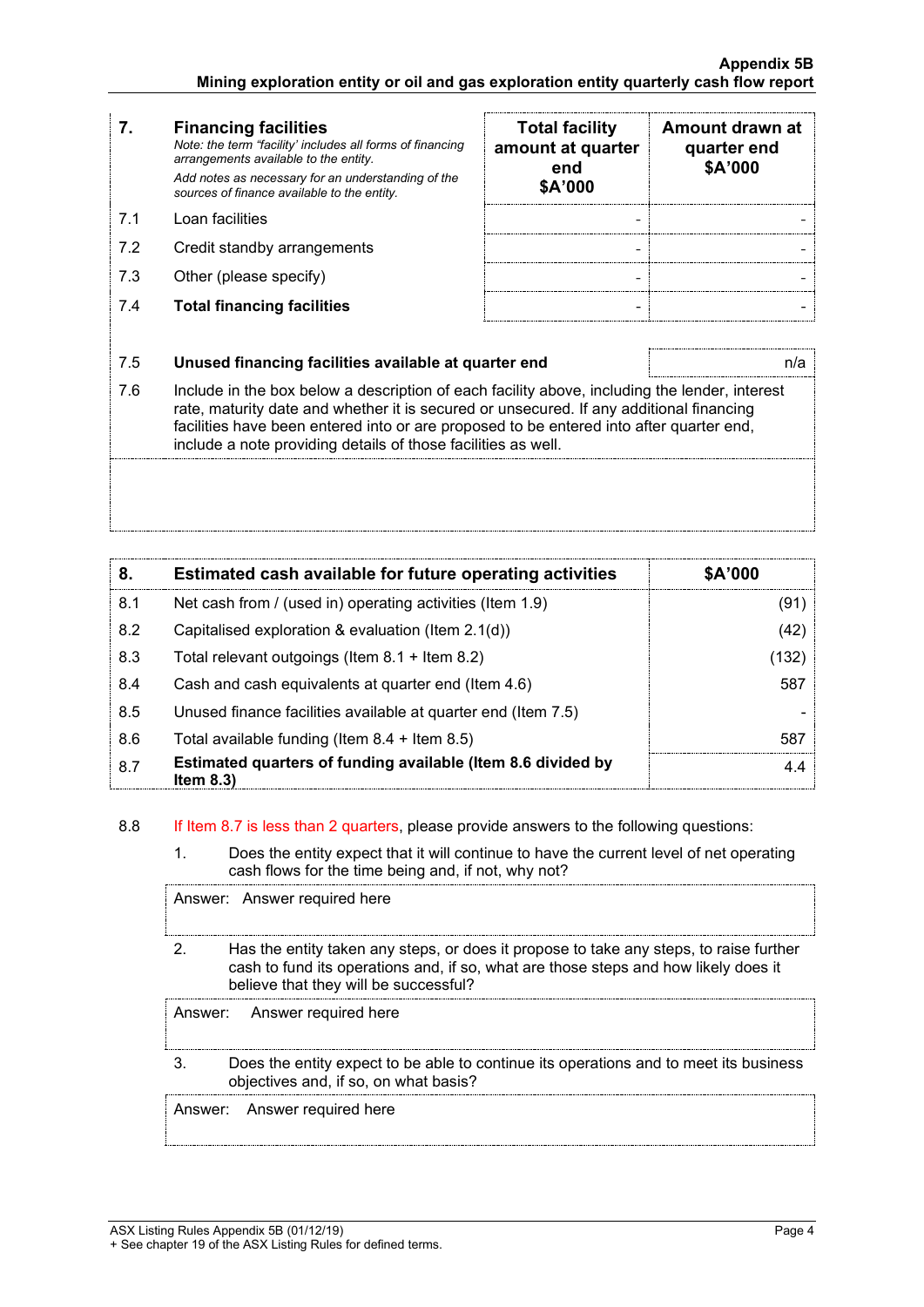| 7. | **Financing facilities**<br>*Note: the term "facility' includes all forms of financing arrangements available to the entity.*<br>*Add notes as necessary for an understanding of the sources of finance available to the entity.* | **Total facility amount at quarter end $A'000** | **Amount drawn at quarter end $A'000** |
|---|---|---|---|
| 7.1 | Loan facilities | - | - |
| 7.2 | Credit standby arrangements | - | - |
| 7.3 | Other (please specify) | - | - |
| 7.4 | **Total financing facilities** | - | - |

| 7.5 | **Unused financing facilities available at quarter end** | n/a |
|---|---|---|

7.6 Include in the box below a description of each facility above, including the lender, interest rate, maturity date and whether it is secured or unsecured. If any additional financing facilities have been entered into or are proposed to be entered into after quarter end, include a note providing details of those facilities as well.

| 8. | **Estimated cash available for future operating activities** | **$A'000** |
|---|---|---|
| 8.1 | Net cash from / (used in) operating activities (Item 1.9) | (91) |
| 8.2 | Capitalised exploration & evaluation (Item 2.1(d)) | (42) |
| 8.3 | Total relevant outgoings (Item 8.1 + Item 8.2) | (132) |
| 8.4 | Cash and cash equivalents at quarter end (Item 4.6) | 587 |
| 8.5 | Unused finance facilities available at quarter end (Item 7.5) | - |
| 8.6 | Total available funding (Item 8.4 + Item 8.5) | 587 |
| 8.7 | **Estimated quarters of funding available (Item 8.6 divided by Item 8.3)** | 4.4 |

8.8 If Item 8.7 is less than 2 quarters, please provide answers to the following questions:

1. Does the entity expect that it will continue to have the current level of net operating cash flows for the time being and, if not, why not?

   Answer: Answer required here

2. Has the entity taken any steps, or does it propose to take any steps, to raise further cash to fund its operations and, if so, what are those steps and how likely does it believe that they will be successful?

   Answer: Answer required here

3. Does the entity expect to be able to continue its operations and to meet its business objectives and, if so, on what basis?

   Answer: Answer required here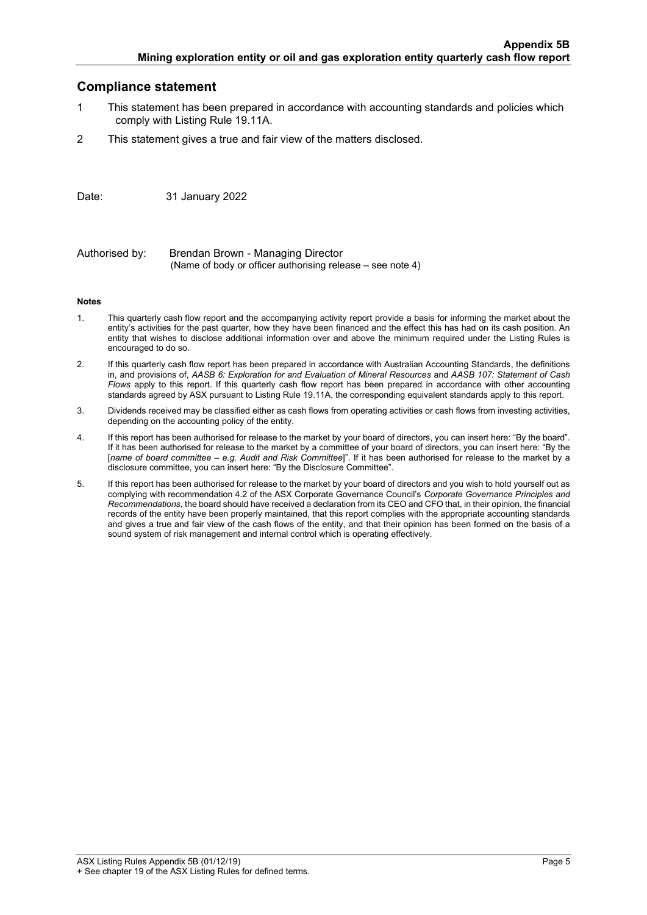## Compliance statement

1 This statement has been prepared in accordance with accounting standards and policies which comply with Listing Rule 19.11A.

2 This statement gives a true and fair view of the matters disclosed.

Date: 31 January 2022

Authorised by: Brendan Brown - Managing Director
(Name of body or officer authorising release – see note 4)

**Notes**

1. This quarterly cash flow report and the accompanying activity report provide a basis for informing the market about the entity's activities for the past quarter, how they have been financed and the effect this has had on its cash position. An entity that wishes to disclose additional information over and above the minimum required under the Listing Rules is encouraged to do so.
2. If this quarterly cash flow report has been prepared in accordance with Australian Accounting Standards, the definitions in, and provisions of, *AASB 6: Exploration for and Evaluation of Mineral Resources* and *AASB 107: Statement of Cash Flows* apply to this report. If this quarterly cash flow report has been prepared in accordance with other accounting standards agreed by ASX pursuant to Listing Rule 19.11A, the corresponding equivalent standards apply to this report.
3. Dividends received may be classified either as cash flows from operating activities or cash flows from investing activities, depending on the accounting policy of the entity.
4. If this report has been authorised for release to the market by your board of directors, you can insert here: "By the board". If it has been authorised for release to the market by a committee of your board of directors, you can insert here: "By the [*name of board committee – e.g. Audit and Risk Committee*]". If it has been authorised for release to the market by a disclosure committee, you can insert here: "By the Disclosure Committee".
5. If this report has been authorised for release to the market by your board of directors and you wish to hold yourself out as complying with recommendation 4.2 of the ASX Corporate Governance Council's *Corporate Governance Principles and Recommendations*, the board should have received a declaration from its CEO and CFO that, in their opinion, the financial records of the entity have been properly maintained, that this report complies with the appropriate accounting standards and gives a true and fair view of the cash flows of the entity, and that their opinion has been formed on the basis of a sound system of risk management and internal control which is operating effectively.